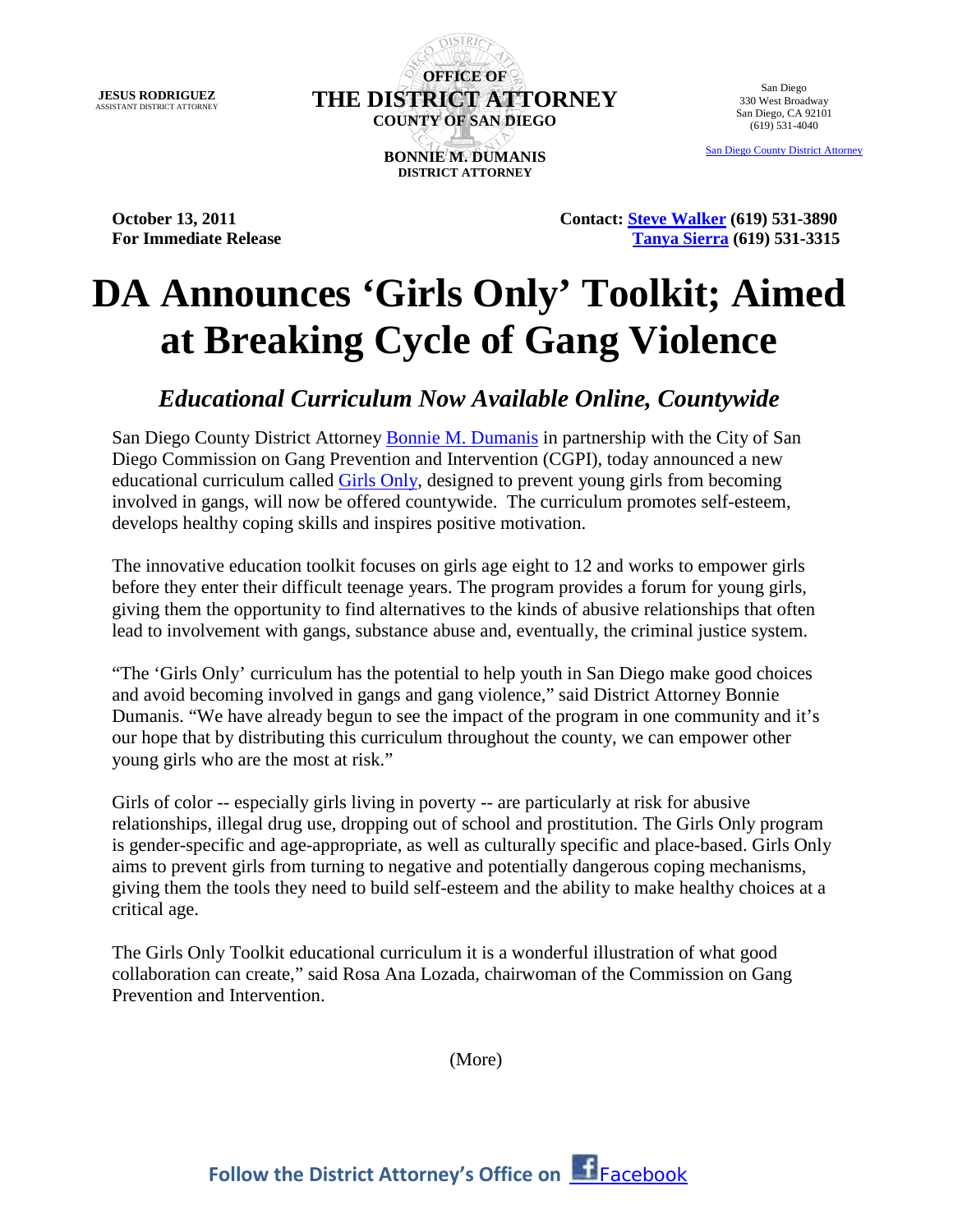**JESUS RODRIGUEZ**
ASSISTANT DISTRICT ATTORNEY

**OFFICE OF**
**THE DISTRICT ATTORNEY**
**COUNTY OF SAN DIEGO**

**BONNIE M. DUMANIS**
**DISTRICT ATTORNEY**

San Diego
330 West Broadway
San Diego, CA 92101
(619) 531-4040

San Diego County District Attorney

**October 13, 2011**
**For Immediate Release**

**Contact: Steve Walker (619) 531-3890**
**Tanya Sierra (619) 531-3315**

# DA Announces 'Girls Only' Toolkit; Aimed at Breaking Cycle of Gang Violence

## *Educational Curriculum Now Available Online, Countywide*

San Diego County District Attorney Bonnie M. Dumanis in partnership with the City of San Diego Commission on Gang Prevention and Intervention (CGPI), today announced a new educational curriculum called Girls Only, designed to prevent young girls from becoming involved in gangs, will now be offered countywide. The curriculum promotes self-esteem, develops healthy coping skills and inspires positive motivation.

The innovative education toolkit focuses on girls age eight to 12 and works to empower girls before they enter their difficult teenage years. The program provides a forum for young girls, giving them the opportunity to find alternatives to the kinds of abusive relationships that often lead to involvement with gangs, substance abuse and, eventually, the criminal justice system.

"The 'Girls Only' curriculum has the potential to help youth in San Diego make good choices and avoid becoming involved in gangs and gang violence," said District Attorney Bonnie Dumanis. "We have already begun to see the impact of the program in one community and it's our hope that by distributing this curriculum throughout the county, we can empower other young girls who are the most at risk."

Girls of color -- especially girls living in poverty -- are particularly at risk for abusive relationships, illegal drug use, dropping out of school and prostitution. The Girls Only program is gender-specific and age-appropriate, as well as culturally specific and place-based. Girls Only aims to prevent girls from turning to negative and potentially dangerous coping mechanisms, giving them the tools they need to build self-esteem and the ability to make healthy choices at a critical age.

The Girls Only Toolkit educational curriculum it is a wonderful illustration of what good collaboration can create," said Rosa Ana Lozada, chairwoman of the Commission on Gang Prevention and Intervention.

(More)

**Follow the District Attorney's Office on Facebook**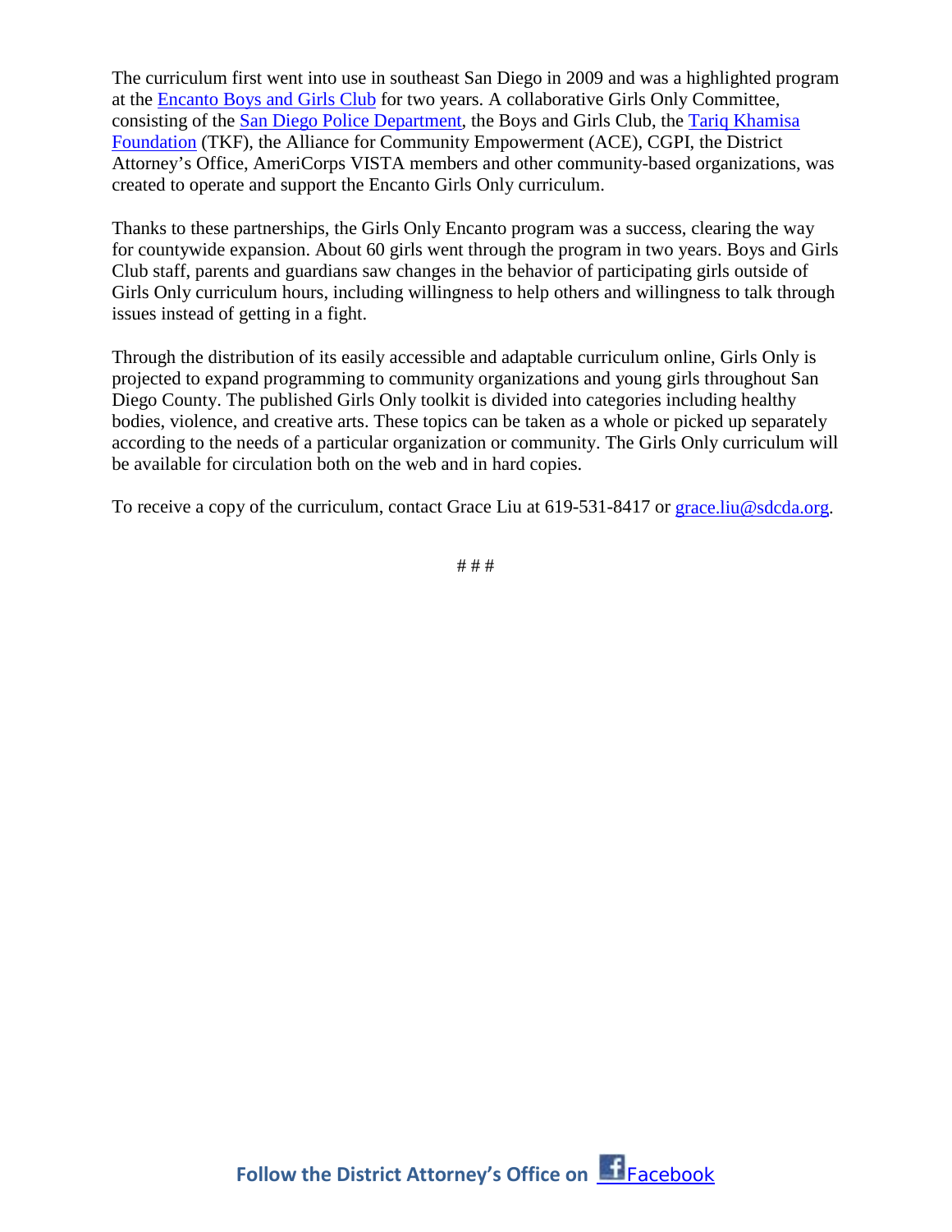The curriculum first went into use in southeast San Diego in 2009 and was a highlighted program at the Encanto Boys and Girls Club for two years. A collaborative Girls Only Committee, consisting of the San Diego Police Department, the Boys and Girls Club, the Tariq Khamisa Foundation (TKF), the Alliance for Community Empowerment (ACE), CGPI, the District Attorney's Office, AmeriCorps VISTA members and other community-based organizations, was created to operate and support the Encanto Girls Only curriculum.

Thanks to these partnerships, the Girls Only Encanto program was a success, clearing the way for countywide expansion. About 60 girls went through the program in two years. Boys and Girls Club staff, parents and guardians saw changes in the behavior of participating girls outside of Girls Only curriculum hours, including willingness to help others and willingness to talk through issues instead of getting in a fight.

Through the distribution of its easily accessible and adaptable curriculum online, Girls Only is projected to expand programming to community organizations and young girls throughout San Diego County. The published Girls Only toolkit is divided into categories including healthy bodies, violence, and creative arts. These topics can be taken as a whole or picked up separately according to the needs of a particular organization or community. The Girls Only curriculum will be available for circulation both on the web and in hard copies.

To receive a copy of the curriculum, contact Grace Liu at 619-531-8417 or grace.liu@sdcda.org.

# # #

**Follow the District Attorney's Office on** Facebook